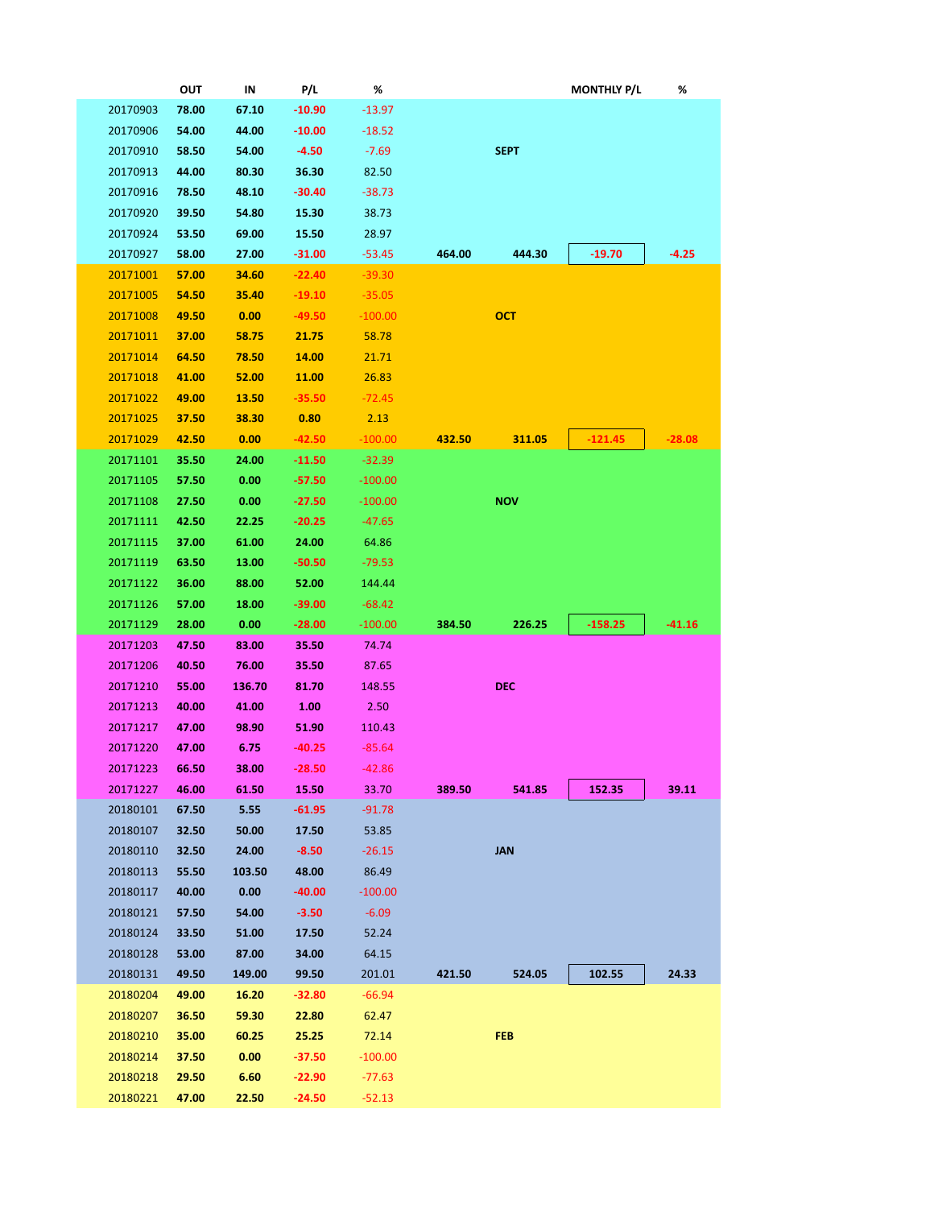| | OUT | IN | P/L | % | | | MONTHLY P/L | % |
|---|---|---|---|---|---|---|---|---|
| 20170903 | 78.00 | 67.10 | -10.90 | -13.97 | | | | |
| 20170906 | 54.00 | 44.00 | -10.00 | -18.52 | | | | |
| 20170910 | 58.50 | 54.00 | -4.50 | -7.69 | | SEPT | | |
| 20170913 | 44.00 | 80.30 | 36.30 | 82.50 | | | | |
| 20170916 | 78.50 | 48.10 | -30.40 | -38.73 | | | | |
| 20170920 | 39.50 | 54.80 | 15.30 | 38.73 | | | | |
| 20170924 | 53.50 | 69.00 | 15.50 | 28.97 | | | | |
| 20170927 | 58.00 | 27.00 | -31.00 | -53.45 | 464.00 | 444.30 | -19.70 | -4.25 |
| 20171001 | 57.00 | 34.60 | -22.40 | -39.30 | | | | |
| 20171005 | 54.50 | 35.40 | -19.10 | -35.05 | | | | |
| 20171008 | 49.50 | 0.00 | -49.50 | -100.00 | | OCT | | |
| 20171011 | 37.00 | 58.75 | 21.75 | 58.78 | | | | |
| 20171014 | 64.50 | 78.50 | 14.00 | 21.71 | | | | |
| 20171018 | 41.00 | 52.00 | 11.00 | 26.83 | | | | |
| 20171022 | 49.00 | 13.50 | -35.50 | -72.45 | | | | |
| 20171025 | 37.50 | 38.30 | 0.80 | 2.13 | | | | |
| 20171029 | 42.50 | 0.00 | -42.50 | -100.00 | 432.50 | 311.05 | -121.45 | -28.08 |
| 20171101 | 35.50 | 24.00 | -11.50 | -32.39 | | | | |
| 20171105 | 57.50 | 0.00 | -57.50 | -100.00 | | | | |
| 20171108 | 27.50 | 0.00 | -27.50 | -100.00 | | NOV | | |
| 20171111 | 42.50 | 22.25 | -20.25 | -47.65 | | | | |
| 20171115 | 37.00 | 61.00 | 24.00 | 64.86 | | | | |
| 20171119 | 63.50 | 13.00 | -50.50 | -79.53 | | | | |
| 20171122 | 36.00 | 88.00 | 52.00 | 144.44 | | | | |
| 20171126 | 57.00 | 18.00 | -39.00 | -68.42 | | | | |
| 20171129 | 28.00 | 0.00 | -28.00 | -100.00 | 384.50 | 226.25 | -158.25 | -41.16 |
| 20171203 | 47.50 | 83.00 | 35.50 | 74.74 | | | | |
| 20171206 | 40.50 | 76.00 | 35.50 | 87.65 | | | | |
| 20171210 | 55.00 | 136.70 | 81.70 | 148.55 | | DEC | | |
| 20171213 | 40.00 | 41.00 | 1.00 | 2.50 | | | | |
| 20171217 | 47.00 | 98.90 | 51.90 | 110.43 | | | | |
| 20171220 | 47.00 | 6.75 | -40.25 | -85.64 | | | | |
| 20171223 | 66.50 | 38.00 | -28.50 | -42.86 | | | | |
| 20171227 | 46.00 | 61.50 | 15.50 | 33.70 | 389.50 | 541.85 | 152.35 | 39.11 |
| 20180101 | 67.50 | 5.55 | -61.95 | -91.78 | | | | |
| 20180107 | 32.50 | 50.00 | 17.50 | 53.85 | | | | |
| 20180110 | 32.50 | 24.00 | -8.50 | -26.15 | | JAN | | |
| 20180113 | 55.50 | 103.50 | 48.00 | 86.49 | | | | |
| 20180117 | 40.00 | 0.00 | -40.00 | -100.00 | | | | |
| 20180121 | 57.50 | 54.00 | -3.50 | -6.09 | | | | |
| 20180124 | 33.50 | 51.00 | 17.50 | 52.24 | | | | |
| 20180128 | 53.00 | 87.00 | 34.00 | 64.15 | | | | |
| 20180131 | 49.50 | 149.00 | 99.50 | 201.01 | 421.50 | 524.05 | 102.55 | 24.33 |
| 20180204 | 49.00 | 16.20 | -32.80 | -66.94 | | | | |
| 20180207 | 36.50 | 59.30 | 22.80 | 62.47 | | | | |
| 20180210 | 35.00 | 60.25 | 25.25 | 72.14 | | FEB | | |
| 20180214 | 37.50 | 0.00 | -37.50 | -100.00 | | | | |
| 20180218 | 29.50 | 6.60 | -22.90 | -77.63 | | | | |
| 20180221 | 47.00 | 22.50 | -24.50 | -52.13 | | | | |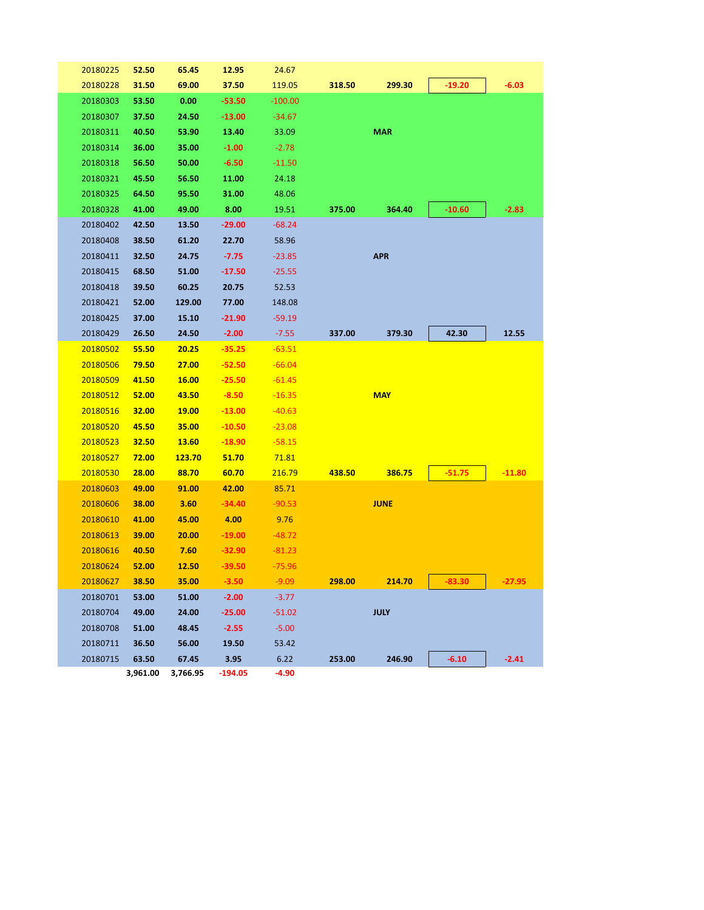| | | | | | | | | |
|---|---|---|---|---|---|---|---|---|
| 20180225 | 52.50 | 65.45 | 12.95 | 24.67 | | | | |
| 20180228 | 31.50 | 69.00 | 37.50 | 119.05 | 318.50 | 299.30 | -19.20 | -6.03 |
| 20180303 | 53.50 | 0.00 | -53.50 | -100.00 | | | | |
| 20180307 | 37.50 | 24.50 | -13.00 | -34.67 | | | | |
| 20180311 | 40.50 | 53.90 | 13.40 | 33.09 | | MAR | | |
| 20180314 | 36.00 | 35.00 | -1.00 | -2.78 | | | | |
| 20180318 | 56.50 | 50.00 | -6.50 | -11.50 | | | | |
| 20180321 | 45.50 | 56.50 | 11.00 | 24.18 | | | | |
| 20180325 | 64.50 | 95.50 | 31.00 | 48.06 | | | | |
| 20180328 | 41.00 | 49.00 | 8.00 | 19.51 | 375.00 | 364.40 | -10.60 | -2.83 |
| 20180402 | 42.50 | 13.50 | -29.00 | -68.24 | | | | |
| 20180408 | 38.50 | 61.20 | 22.70 | 58.96 | | | | |
| 20180411 | 32.50 | 24.75 | -7.75 | -23.85 | | APR | | |
| 20180415 | 68.50 | 51.00 | -17.50 | -25.55 | | | | |
| 20180418 | 39.50 | 60.25 | 20.75 | 52.53 | | | | |
| 20180421 | 52.00 | 129.00 | 77.00 | 148.08 | | | | |
| 20180425 | 37.00 | 15.10 | -21.90 | -59.19 | | | | |
| 20180429 | 26.50 | 24.50 | -2.00 | -7.55 | 337.00 | 379.30 | 42.30 | 12.55 |
| 20180502 | 55.50 | 20.25 | -35.25 | -63.51 | | | | |
| 20180506 | 79.50 | 27.00 | -52.50 | -66.04 | | | | |
| 20180509 | 41.50 | 16.00 | -25.50 | -61.45 | | | | |
| 20180512 | 52.00 | 43.50 | -8.50 | -16.35 | | MAY | | |
| 20180516 | 32.00 | 19.00 | -13.00 | -40.63 | | | | |
| 20180520 | 45.50 | 35.00 | -10.50 | -23.08 | | | | |
| 20180523 | 32.50 | 13.60 | -18.90 | -58.15 | | | | |
| 20180527 | 72.00 | 123.70 | 51.70 | 71.81 | | | | |
| 20180530 | 28.00 | 88.70 | 60.70 | 216.79 | 438.50 | 386.75 | -51.75 | -11.80 |
| 20180603 | 49.00 | 91.00 | 42.00 | 85.71 | | | | |
| 20180606 | 38.00 | 3.60 | -34.40 | -90.53 | | JUNE | | |
| 20180610 | 41.00 | 45.00 | 4.00 | 9.76 | | | | |
| 20180613 | 39.00 | 20.00 | -19.00 | -48.72 | | | | |
| 20180616 | 40.50 | 7.60 | -32.90 | -81.23 | | | | |
| 20180624 | 52.00 | 12.50 | -39.50 | -75.96 | | | | |
| 20180627 | 38.50 | 35.00 | -3.50 | -9.09 | 298.00 | 214.70 | -83.30 | -27.95 |
| 20180701 | 53.00 | 51.00 | -2.00 | -3.77 | | | | |
| 20180704 | 49.00 | 24.00 | -25.00 | -51.02 | | JULY | | |
| 20180708 | 51.00 | 48.45 | -2.55 | -5.00 | | | | |
| 20180711 | 36.50 | 56.00 | 19.50 | 53.42 | | | | |
| 20180715 | 63.50 | 67.45 | 3.95 | 6.22 | 253.00 | 246.90 | -6.10 | -2.41 |
| | 3,961.00 | 3,766.95 | -194.05 | -4.90 | | | | |